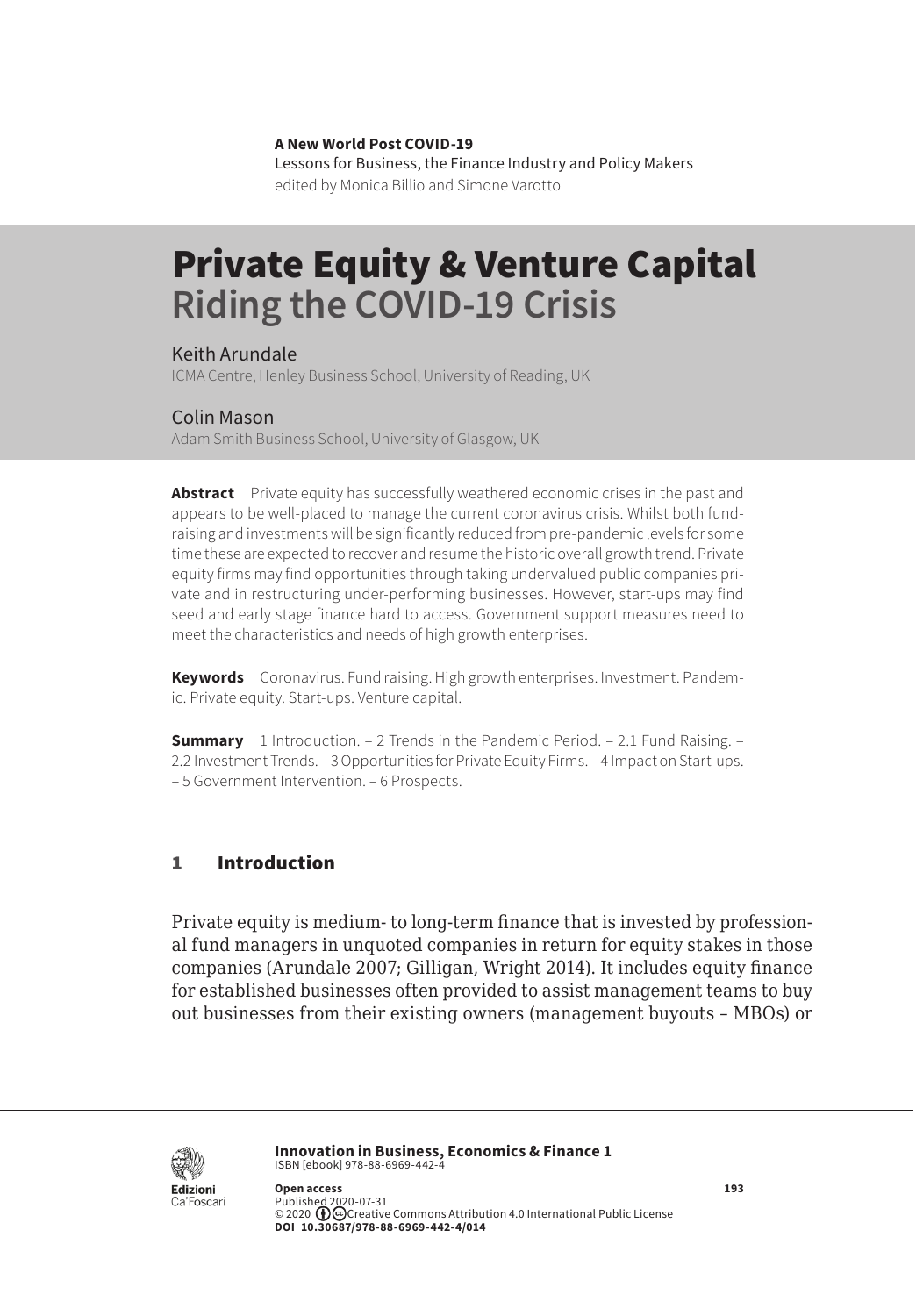**A New World Post COVID-19**
Lessons for Business, the Finance Industry and Policy Makers
edited by Monica Billio and Simone Varotto

# Private Equity & Venture Capital
## Riding the COVID-19 Crisis

Keith Arundale
ICMA Centre, Henley Business School, University of Reading, UK

Colin Mason
Adam Smith Business School, University of Glasgow, UK

**Abstract** Private equity has successfully weathered economic crises in the past and appears to be well-placed to manage the current coronavirus crisis. Whilst both fund-raising and investments will be significantly reduced from pre-pandemic levels for some time these are expected to recover and resume the historic overall growth trend. Private equity firms may find opportunities through taking undervalued public companies private and in restructuring under-performing businesses. However, start-ups may find seed and early stage finance hard to access. Government support measures need to meet the characteristics and needs of high growth enterprises.

**Keywords** Coronavirus. Fund raising. High growth enterprises. Investment. Pandemic. Private equity. Start-ups. Venture capital.

**Summary** 1 Introduction. – 2 Trends in the Pandemic Period. – 2.1 Fund Raising. – 2.2 Investment Trends. – 3 Opportunities for Private Equity Firms. – 4 Impact on Start-ups. – 5 Government Intervention. – 6 Prospects.

## 1 Introduction

Private equity is medium- to long-term finance that is invested by professional fund managers in unquoted companies in return for equity stakes in those companies (Arundale 2007; Gilligan, Wright 2014). It includes equity finance for established businesses often provided to assist management teams to buy out businesses from their existing owners (management buyouts – MBOs) or

**Innovation in Business, Economics & Finance 1**
ISBN [ebook] 978-88-6969-442-4

**Open access**
Published 2020-07-31
© 2020 Creative Commons Attribution 4.0 International Public License
**DOI 10.30687/978-88-6969-442-4/014**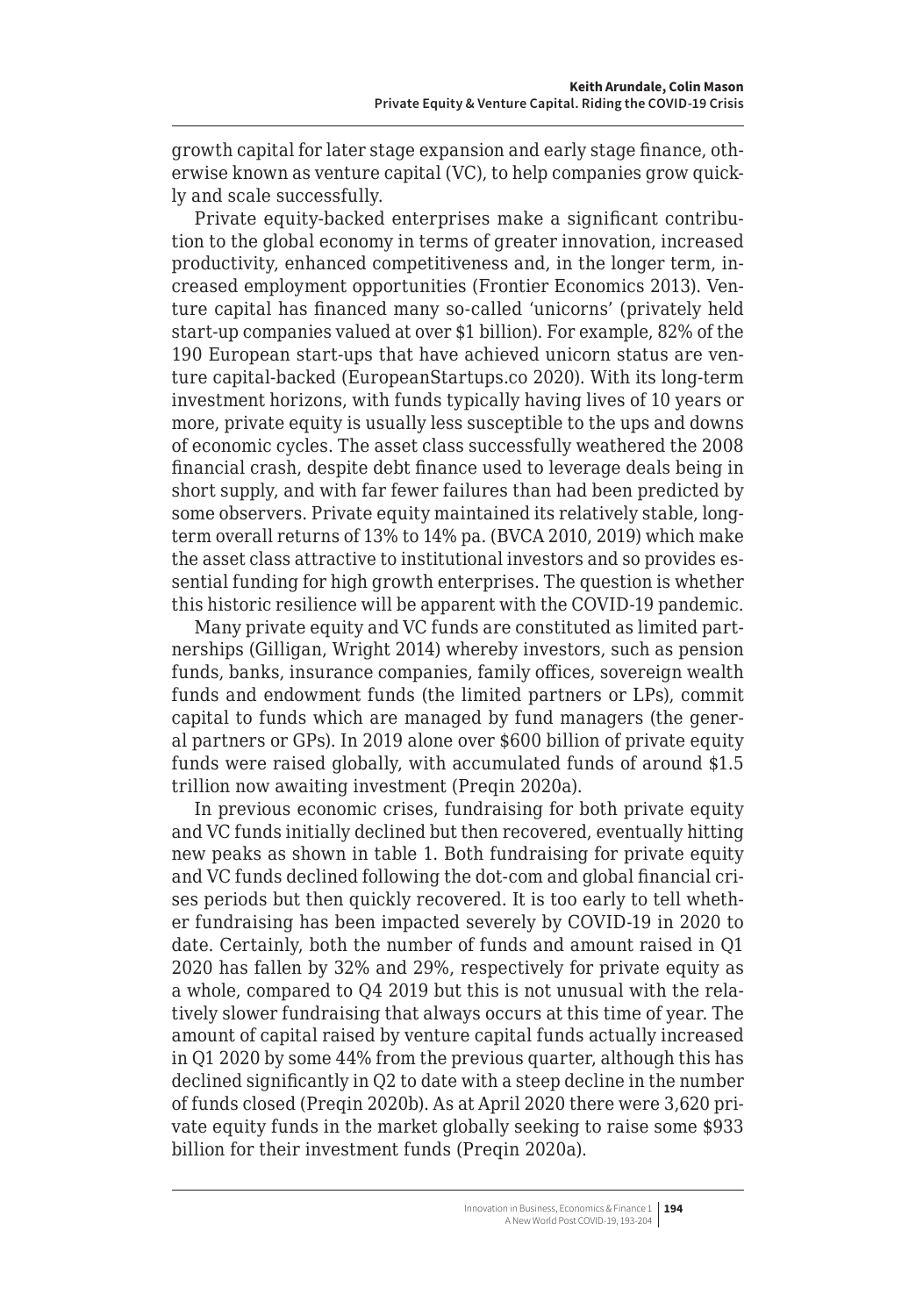growth capital for later stage expansion and early stage finance, otherwise known as venture capital (VC), to help companies grow quickly and scale successfully.

Private equity-backed enterprises make a significant contribution to the global economy in terms of greater innovation, increased productivity, enhanced competitiveness and, in the longer term, increased employment opportunities (Frontier Economics 2013). Venture capital has financed many so-called 'unicorns' (privately held start-up companies valued at over $1 billion). For example, 82% of the 190 European start-ups that have achieved unicorn status are venture capital-backed (EuropeanStartups.co 2020). With its long-term investment horizons, with funds typically having lives of 10 years or more, private equity is usually less susceptible to the ups and downs of economic cycles. The asset class successfully weathered the 2008 financial crash, despite debt finance used to leverage deals being in short supply, and with far fewer failures than had been predicted by some observers. Private equity maintained its relatively stable, long-term overall returns of 13% to 14% pa. (BVCA 2010, 2019) which make the asset class attractive to institutional investors and so provides essential funding for high growth enterprises. The question is whether this historic resilience will be apparent with the COVID-19 pandemic.

Many private equity and VC funds are constituted as limited partnerships (Gilligan, Wright 2014) whereby investors, such as pension funds, banks, insurance companies, family offices, sovereign wealth funds and endowment funds (the limited partners or LPs), commit capital to funds which are managed by fund managers (the general partners or GPs). In 2019 alone over $600 billion of private equity funds were raised globally, with accumulated funds of around $1.5 trillion now awaiting investment (Preqin 2020a).

In previous economic crises, fundraising for both private equity and VC funds initially declined but then recovered, eventually hitting new peaks as shown in table 1. Both fundraising for private equity and VC funds declined following the dot-com and global financial crises periods but then quickly recovered. It is too early to tell whether fundraising has been impacted severely by COVID-19 in 2020 to date. Certainly, both the number of funds and amount raised in Q1 2020 has fallen by 32% and 29%, respectively for private equity as a whole, compared to Q4 2019 but this is not unusual with the relatively slower fundraising that always occurs at this time of year. The amount of capital raised by venture capital funds actually increased in Q1 2020 by some 44% from the previous quarter, although this has declined significantly in Q2 to date with a steep decline in the number of funds closed (Preqin 2020b). As at April 2020 there were 3,620 private equity funds in the market globally seeking to raise some $933 billion for their investment funds (Preqin 2020a).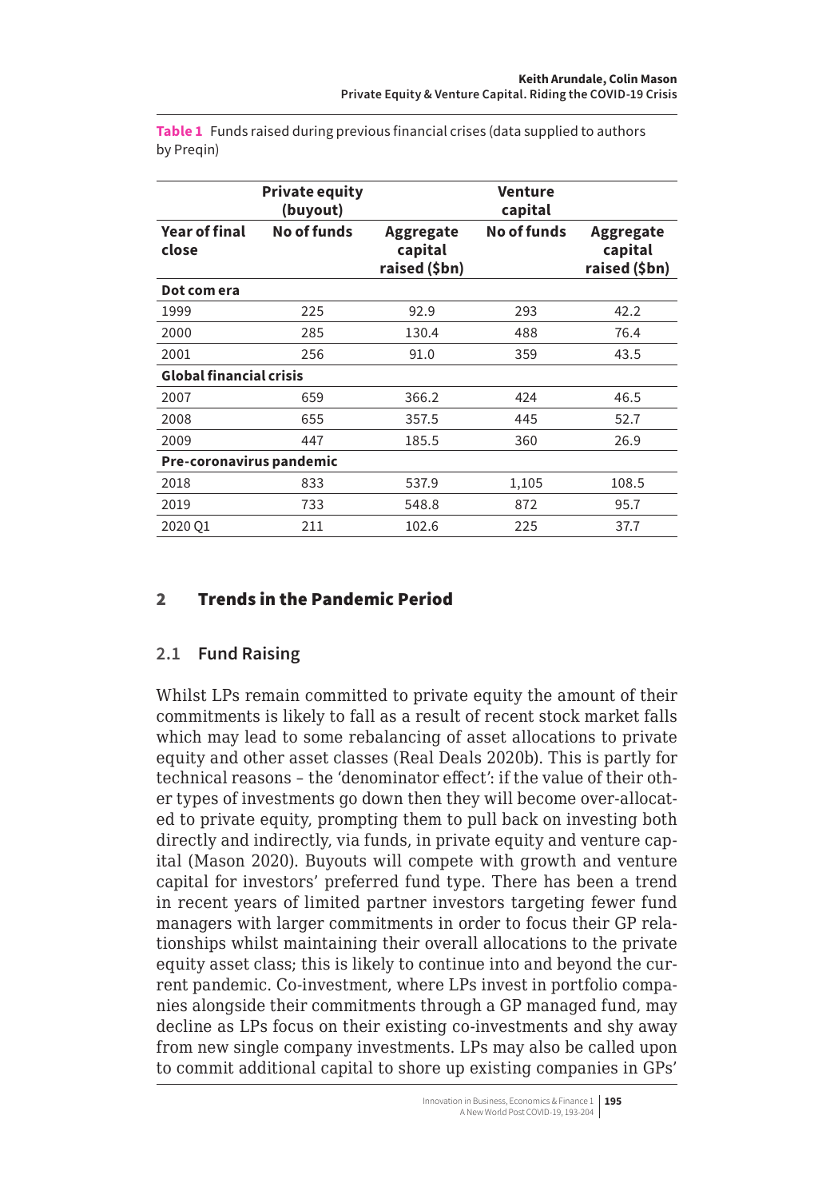**Table 1** Funds raised during previous financial crises (data supplied to authors by Preqin)

| | Private equity (buyout) | | Venture capital | |
|---|---|---|---|---|
| **Year of final close** | **No of funds** | **Aggregate capital raised ($bn)** | **No of funds** | **Aggregate capital raised ($bn)** |
| **Dot com era** | | | | |
| 1999 | 225 | 92.9 | 293 | 42.2 |
| 2000 | 285 | 130.4 | 488 | 76.4 |
| 2001 | 256 | 91.0 | 359 | 43.5 |
| **Global financial crisis** | | | | |
| 2007 | 659 | 366.2 | 424 | 46.5 |
| 2008 | 655 | 357.5 | 445 | 52.7 |
| 2009 | 447 | 185.5 | 360 | 26.9 |
| **Pre-coronavirus pandemic** | | | | |
| 2018 | 833 | 537.9 | 1,105 | 108.5 |
| 2019 | 733 | 548.8 | 872 | 95.7 |
| 2020 Q1 | 211 | 102.6 | 225 | 37.7 |

## 2 Trends in the Pandemic Period

### 2.1 Fund Raising

Whilst LPs remain committed to private equity the amount of their commitments is likely to fall as a result of recent stock market falls which may lead to some rebalancing of asset allocations to private equity and other asset classes (Real Deals 2020b). This is partly for technical reasons – the 'denominator effect': if the value of their other types of investments go down then they will become over-allocated to private equity, prompting them to pull back on investing both directly and indirectly, via funds, in private equity and venture capital (Mason 2020). Buyouts will compete with growth and venture capital for investors' preferred fund type. There has been a trend in recent years of limited partner investors targeting fewer fund managers with larger commitments in order to focus their GP relationships whilst maintaining their overall allocations to the private equity asset class; this is likely to continue into and beyond the current pandemic. Co-investment, where LPs invest in portfolio companies alongside their commitments through a GP managed fund, may decline as LPs focus on their existing co-investments and shy away from new single company investments. LPs may also be called upon to commit additional capital to shore up existing companies in GPs'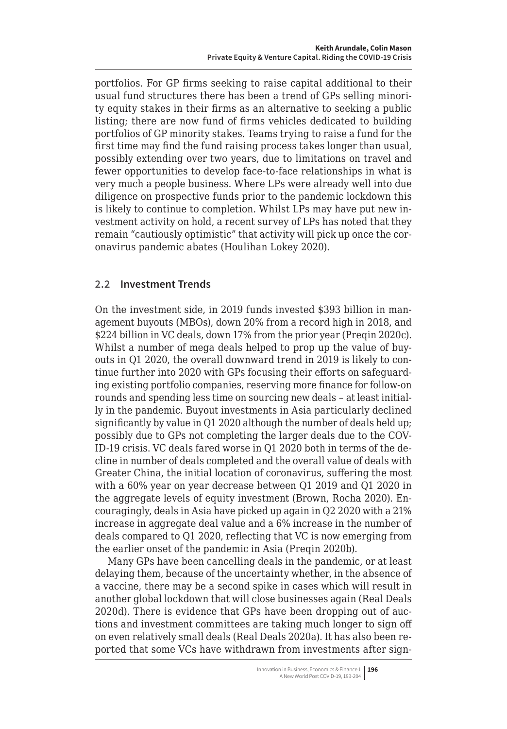portfolios. For GP firms seeking to raise capital additional to their usual fund structures there has been a trend of GPs selling minority equity stakes in their firms as an alternative to seeking a public listing; there are now fund of firms vehicles dedicated to building portfolios of GP minority stakes. Teams trying to raise a fund for the first time may find the fund raising process takes longer than usual, possibly extending over two years, due to limitations on travel and fewer opportunities to develop face-to-face relationships in what is very much a people business. Where LPs were already well into due diligence on prospective funds prior to the pandemic lockdown this is likely to continue to completion. Whilst LPs may have put new investment activity on hold, a recent survey of LPs has noted that they remain "cautiously optimistic" that activity will pick up once the coronavirus pandemic abates (Houlihan Lokey 2020).

## 2.2 Investment Trends

On the investment side, in 2019 funds invested $393 billion in management buyouts (MBOs), down 20% from a record high in 2018, and $224 billion in VC deals, down 17% from the prior year (Preqin 2020c). Whilst a number of mega deals helped to prop up the value of buyouts in Q1 2020, the overall downward trend in 2019 is likely to continue further into 2020 with GPs focusing their efforts on safeguarding existing portfolio companies, reserving more finance for follow-on rounds and spending less time on sourcing new deals – at least initially in the pandemic. Buyout investments in Asia particularly declined significantly by value in Q1 2020 although the number of deals held up; possibly due to GPs not completing the larger deals due to the COVID-19 crisis. VC deals fared worse in Q1 2020 both in terms of the decline in number of deals completed and the overall value of deals with Greater China, the initial location of coronavirus, suffering the most with a 60% year on year decrease between Q1 2019 and Q1 2020 in the aggregate levels of equity investment (Brown, Rocha 2020). Encouragingly, deals in Asia have picked up again in Q2 2020 with a 21% increase in aggregate deal value and a 6% increase in the number of deals compared to Q1 2020, reflecting that VC is now emerging from the earlier onset of the pandemic in Asia (Preqin 2020b).

Many GPs have been cancelling deals in the pandemic, or at least delaying them, because of the uncertainty whether, in the absence of a vaccine, there may be a second spike in cases which will result in another global lockdown that will close businesses again (Real Deals 2020d). There is evidence that GPs have been dropping out of auctions and investment committees are taking much longer to sign off on even relatively small deals (Real Deals 2020a). It has also been reported that some VCs have withdrawn from investments after sign-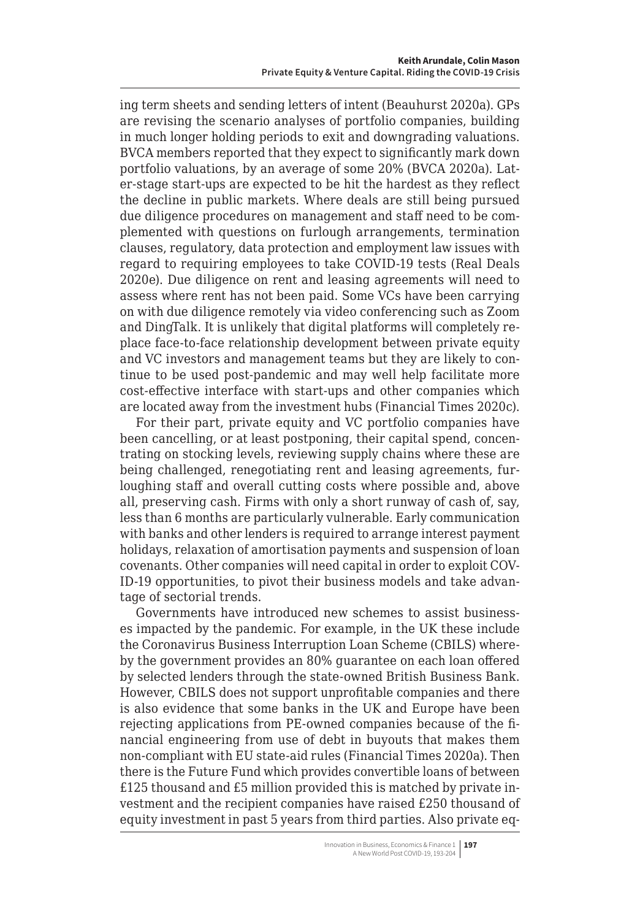ing term sheets and sending letters of intent (Beauhurst 2020a). GPs are revising the scenario analyses of portfolio companies, building in much longer holding periods to exit and downgrading valuations. BVCA members reported that they expect to significantly mark down portfolio valuations, by an average of some 20% (BVCA 2020a). Later-stage start-ups are expected to be hit the hardest as they reflect the decline in public markets. Where deals are still being pursued due diligence procedures on management and staff need to be complemented with questions on furlough arrangements, termination clauses, regulatory, data protection and employment law issues with regard to requiring employees to take COVID-19 tests (Real Deals 2020e). Due diligence on rent and leasing agreements will need to assess where rent has not been paid. Some VCs have been carrying on with due diligence remotely via video conferencing such as Zoom and DingTalk. It is unlikely that digital platforms will completely replace face-to-face relationship development between private equity and VC investors and management teams but they are likely to continue to be used post-pandemic and may well help facilitate more cost-effective interface with start-ups and other companies which are located away from the investment hubs (Financial Times 2020c).

For their part, private equity and VC portfolio companies have been cancelling, or at least postponing, their capital spend, concentrating on stocking levels, reviewing supply chains where these are being challenged, renegotiating rent and leasing agreements, furloughing staff and overall cutting costs where possible and, above all, preserving cash. Firms with only a short runway of cash of, say, less than 6 months are particularly vulnerable. Early communication with banks and other lenders is required to arrange interest payment holidays, relaxation of amortisation payments and suspension of loan covenants. Other companies will need capital in order to exploit COVID-19 opportunities, to pivot their business models and take advantage of sectorial trends.

Governments have introduced new schemes to assist businesses impacted by the pandemic. For example, in the UK these include the Coronavirus Business Interruption Loan Scheme (CBILS) whereby the government provides an 80% guarantee on each loan offered by selected lenders through the state-owned British Business Bank. However, CBILS does not support unprofitable companies and there is also evidence that some banks in the UK and Europe have been rejecting applications from PE-owned companies because of the financial engineering from use of debt in buyouts that makes them non-compliant with EU state-aid rules (Financial Times 2020a). Then there is the Future Fund which provides convertible loans of between £125 thousand and £5 million provided this is matched by private investment and the recipient companies have raised £250 thousand of equity investment in past 5 years from third parties. Also private eq-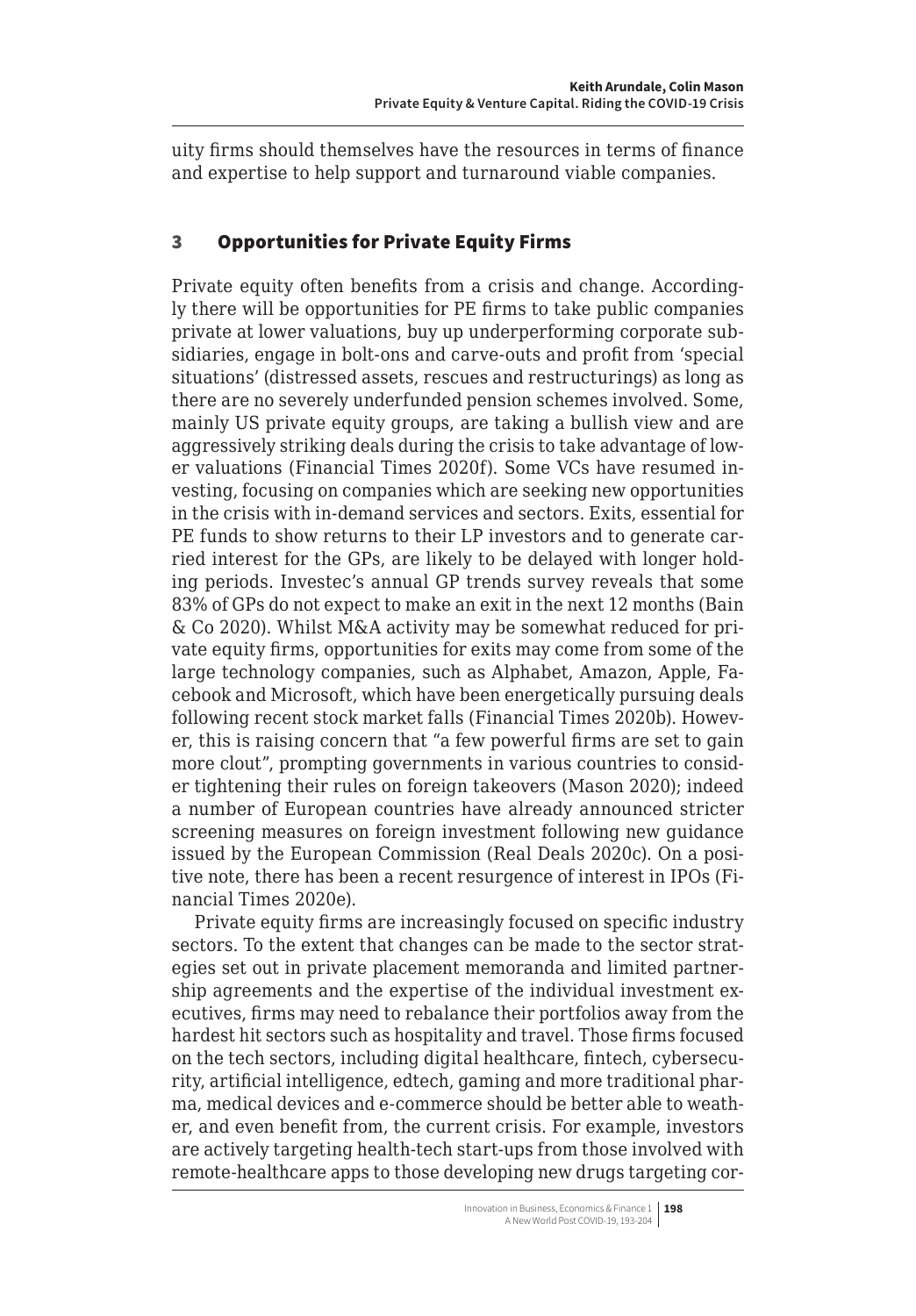uity firms should themselves have the resources in terms of finance and expertise to help support and turnaround viable companies.

## 3 Opportunities for Private Equity Firms

Private equity often benefits from a crisis and change. Accordingly there will be opportunities for PE firms to take public companies private at lower valuations, buy up underperforming corporate subsidiaries, engage in bolt-ons and carve-outs and profit from 'special situations' (distressed assets, rescues and restructurings) as long as there are no severely underfunded pension schemes involved. Some, mainly US private equity groups, are taking a bullish view and are aggressively striking deals during the crisis to take advantage of lower valuations (Financial Times 2020f). Some VCs have resumed investing, focusing on companies which are seeking new opportunities in the crisis with in-demand services and sectors. Exits, essential for PE funds to show returns to their LP investors and to generate carried interest for the GPs, are likely to be delayed with longer holding periods. Investec's annual GP trends survey reveals that some 83% of GPs do not expect to make an exit in the next 12 months (Bain & Co 2020). Whilst M&A activity may be somewhat reduced for private equity firms, opportunities for exits may come from some of the large technology companies, such as Alphabet, Amazon, Apple, Facebook and Microsoft, which have been energetically pursuing deals following recent stock market falls (Financial Times 2020b). However, this is raising concern that "a few powerful firms are set to gain more clout", prompting governments in various countries to consider tightening their rules on foreign takeovers (Mason 2020); indeed a number of European countries have already announced stricter screening measures on foreign investment following new guidance issued by the European Commission (Real Deals 2020c). On a positive note, there has been a recent resurgence of interest in IPOs (Financial Times 2020e).

Private equity firms are increasingly focused on specific industry sectors. To the extent that changes can be made to the sector strategies set out in private placement memoranda and limited partnership agreements and the expertise of the individual investment executives, firms may need to rebalance their portfolios away from the hardest hit sectors such as hospitality and travel. Those firms focused on the tech sectors, including digital healthcare, fintech, cybersecurity, artificial intelligence, edtech, gaming and more traditional pharma, medical devices and e-commerce should be better able to weather, and even benefit from, the current crisis. For example, investors are actively targeting health-tech start-ups from those involved with remote-healthcare apps to those developing new drugs targeting cor-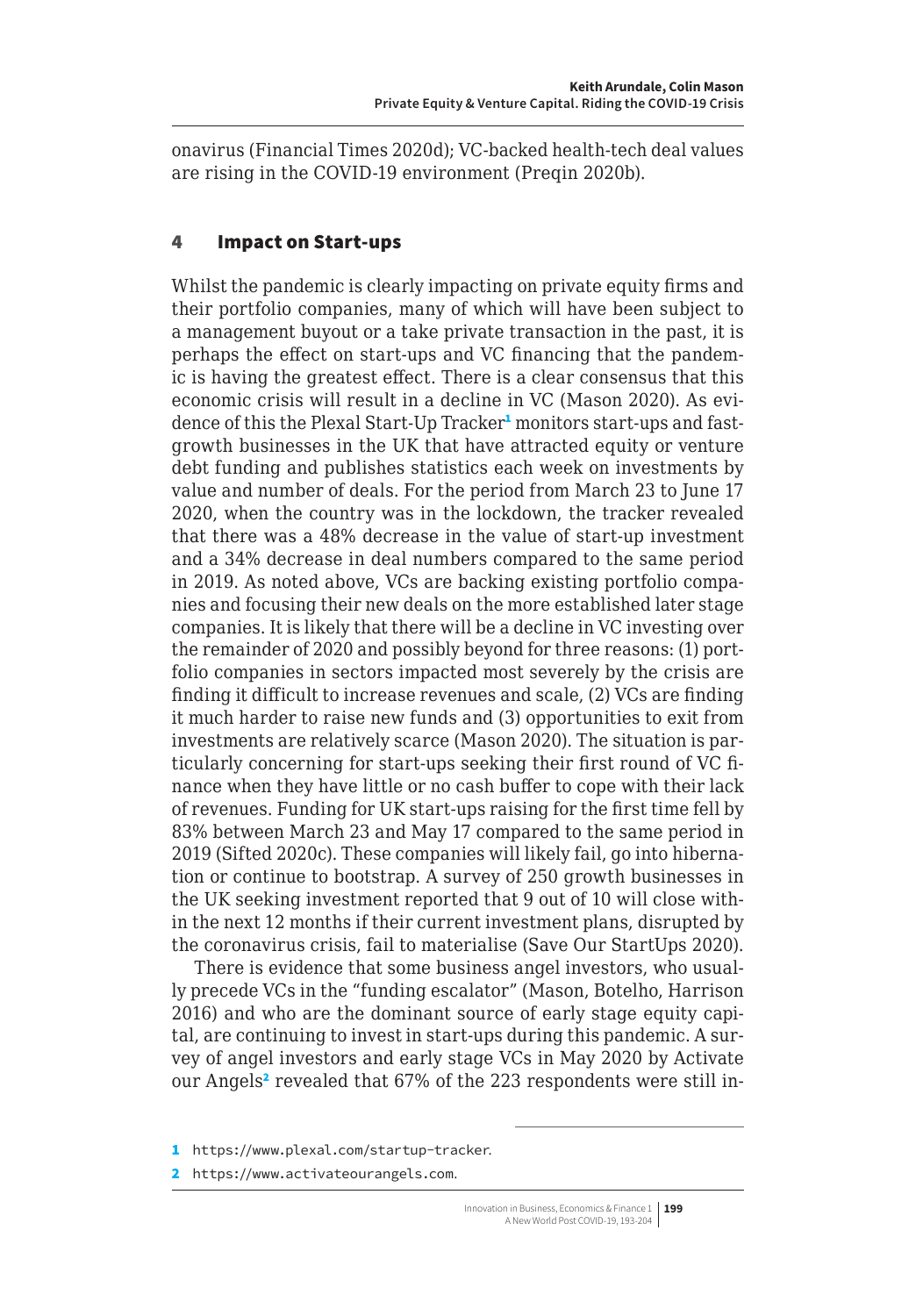onavirus (Financial Times 2020d); VC-backed health-tech deal values are rising in the COVID-19 environment (Preqin 2020b).

## 4 Impact on Start-ups

Whilst the pandemic is clearly impacting on private equity firms and their portfolio companies, many of which will have been subject to a management buyout or a take private transaction in the past, it is perhaps the effect on start-ups and VC financing that the pandemic is having the greatest effect. There is a clear consensus that this economic crisis will result in a decline in VC (Mason 2020). As evidence of this the Plexal Start-Up Tracker[1] monitors start-ups and fast-growth businesses in the UK that have attracted equity or venture debt funding and publishes statistics each week on investments by value and number of deals. For the period from March 23 to June 17 2020, when the country was in the lockdown, the tracker revealed that there was a 48% decrease in the value of start-up investment and a 34% decrease in deal numbers compared to the same period in 2019. As noted above, VCs are backing existing portfolio companies and focusing their new deals on the more established later stage companies. It is likely that there will be a decline in VC investing over the remainder of 2020 and possibly beyond for three reasons: (1) portfolio companies in sectors impacted most severely by the crisis are finding it difficult to increase revenues and scale, (2) VCs are finding it much harder to raise new funds and (3) opportunities to exit from investments are relatively scarce (Mason 2020). The situation is particularly concerning for start-ups seeking their first round of VC finance when they have little or no cash buffer to cope with their lack of revenues. Funding for UK start-ups raising for the first time fell by 83% between March 23 and May 17 compared to the same period in 2019 (Sifted 2020c). These companies will likely fail, go into hibernation or continue to bootstrap. A survey of 250 growth businesses in the UK seeking investment reported that 9 out of 10 will close within the next 12 months if their current investment plans, disrupted by the coronavirus crisis, fail to materialise (Save Our StartUps 2020).

There is evidence that some business angel investors, who usually precede VCs in the "funding escalator" (Mason, Botelho, Harrison 2016) and who are the dominant source of early stage equity capital, are continuing to invest in start-ups during this pandemic. A survey of angel investors and early stage VCs in May 2020 by Activate our Angels[2] revealed that 67% of the 223 respondents were still in-

[1] https://www.plexal.com/startup-tracker.

[2] https://www.activateourangels.com.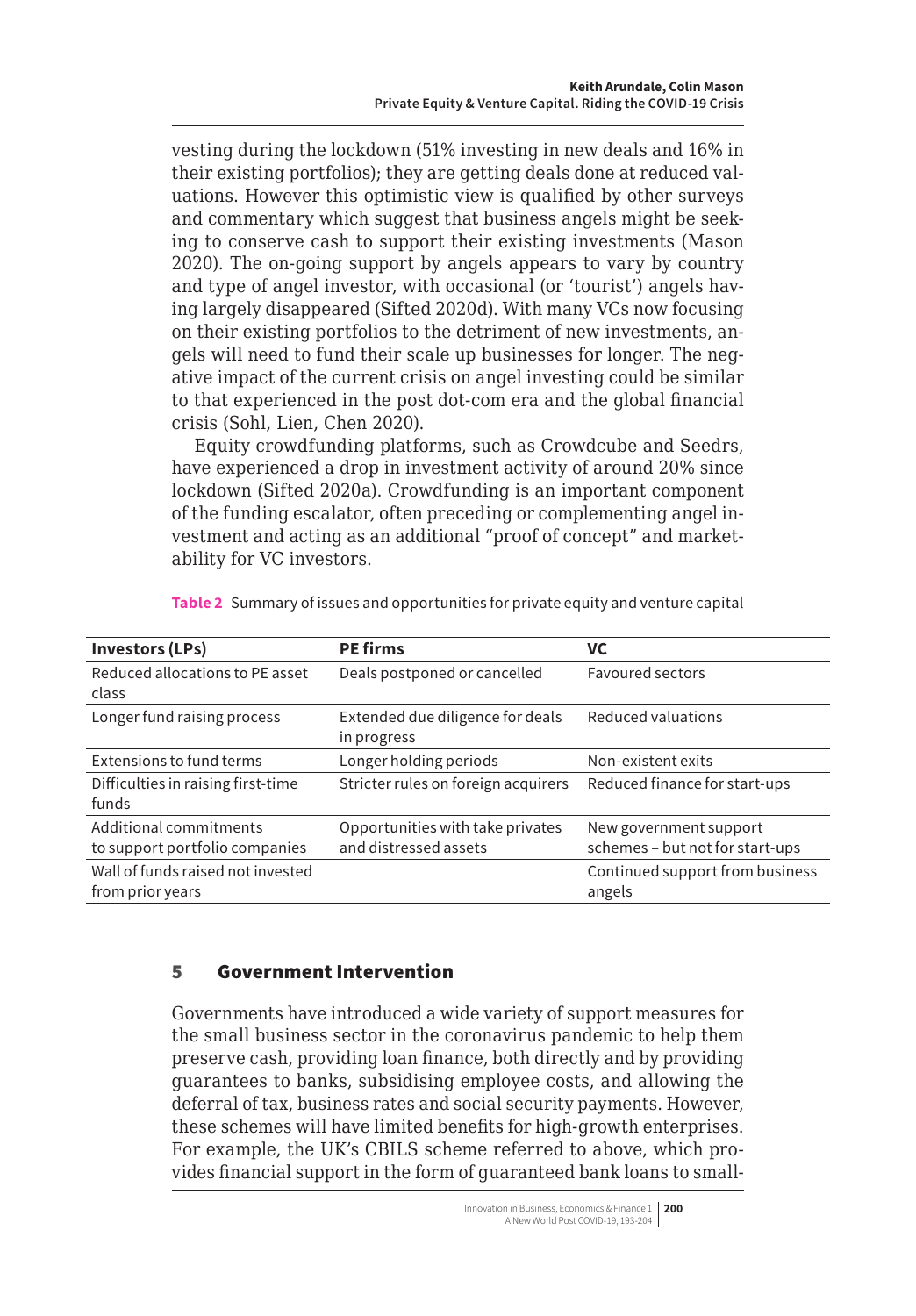vesting during the lockdown (51% investing in new deals and 16% in their existing portfolios); they are getting deals done at reduced valuations. However this optimistic view is qualified by other surveys and commentary which suggest that business angels might be seeking to conserve cash to support their existing investments (Mason 2020). The on-going support by angels appears to vary by country and type of angel investor, with occasional (or 'tourist') angels having largely disappeared (Sifted 2020d). With many VCs now focusing on their existing portfolios to the detriment of new investments, angels will need to fund their scale up businesses for longer. The negative impact of the current crisis on angel investing could be similar to that experienced in the post dot-com era and the global financial crisis (Sohl, Lien, Chen 2020).

Equity crowdfunding platforms, such as Crowdcube and Seedrs, have experienced a drop in investment activity of around 20% since lockdown (Sifted 2020a). Crowdfunding is an important component of the funding escalator, often preceding or complementing angel investment and acting as an additional "proof of concept" and marketability for VC investors.

**Table 2** Summary of issues and opportunities for private equity and venture capital

| Investors (LPs) | PE firms | VC |
|---|---|---|
| Reduced allocations to PE asset class | Deals postponed or cancelled | Favoured sectors |
| Longer fund raising process | Extended due diligence for deals in progress | Reduced valuations |
| Extensions to fund terms | Longer holding periods | Non-existent exits |
| Difficulties in raising first-time funds | Stricter rules on foreign acquirers | Reduced finance for start-ups |
| Additional commitments to support portfolio companies | Opportunities with take privates and distressed assets | New government support schemes – but not for start-ups |
| Wall of funds raised not invested from prior years | | Continued support from business angels |

## 5 Government Intervention

Governments have introduced a wide variety of support measures for the small business sector in the coronavirus pandemic to help them preserve cash, providing loan finance, both directly and by providing guarantees to banks, subsidising employee costs, and allowing the deferral of tax, business rates and social security payments. However, these schemes will have limited benefits for high-growth enterprises. For example, the UK's CBILS scheme referred to above, which provides financial support in the form of guaranteed bank loans to small-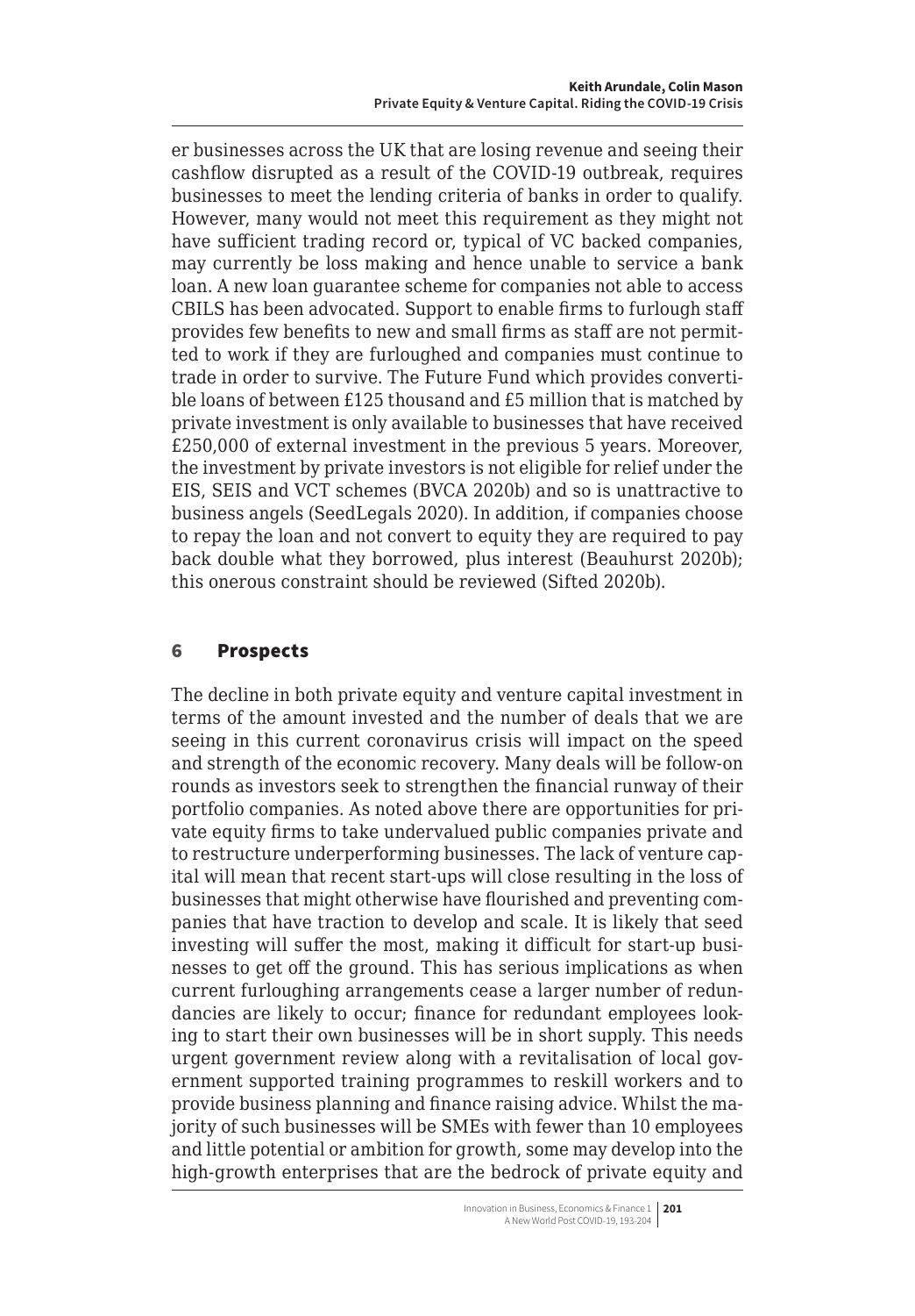er businesses across the UK that are losing revenue and seeing their cashflow disrupted as a result of the COVID-19 outbreak, requires businesses to meet the lending criteria of banks in order to qualify. However, many would not meet this requirement as they might not have sufficient trading record or, typical of VC backed companies, may currently be loss making and hence unable to service a bank loan. A new loan guarantee scheme for companies not able to access CBILS has been advocated. Support to enable firms to furlough staff provides few benefits to new and small firms as staff are not permitted to work if they are furloughed and companies must continue to trade in order to survive. The Future Fund which provides convertible loans of between £125 thousand and £5 million that is matched by private investment is only available to businesses that have received £250,000 of external investment in the previous 5 years. Moreover, the investment by private investors is not eligible for relief under the EIS, SEIS and VCT schemes (BVCA 2020b) and so is unattractive to business angels (SeedLegals 2020). In addition, if companies choose to repay the loan and not convert to equity they are required to pay back double what they borrowed, plus interest (Beauhurst 2020b); this onerous constraint should be reviewed (Sifted 2020b).

## 6 Prospects

The decline in both private equity and venture capital investment in terms of the amount invested and the number of deals that we are seeing in this current coronavirus crisis will impact on the speed and strength of the economic recovery. Many deals will be follow-on rounds as investors seek to strengthen the financial runway of their portfolio companies. As noted above there are opportunities for private equity firms to take undervalued public companies private and to restructure underperforming businesses. The lack of venture capital will mean that recent start-ups will close resulting in the loss of businesses that might otherwise have flourished and preventing companies that have traction to develop and scale. It is likely that seed investing will suffer the most, making it difficult for start-up businesses to get off the ground. This has serious implications as when current furloughing arrangements cease a larger number of redundancies are likely to occur; finance for redundant employees looking to start their own businesses will be in short supply. This needs urgent government review along with a revitalisation of local government supported training programmes to reskill workers and to provide business planning and finance raising advice. Whilst the majority of such businesses will be SMEs with fewer than 10 employees and little potential or ambition for growth, some may develop into the high-growth enterprises that are the bedrock of private equity and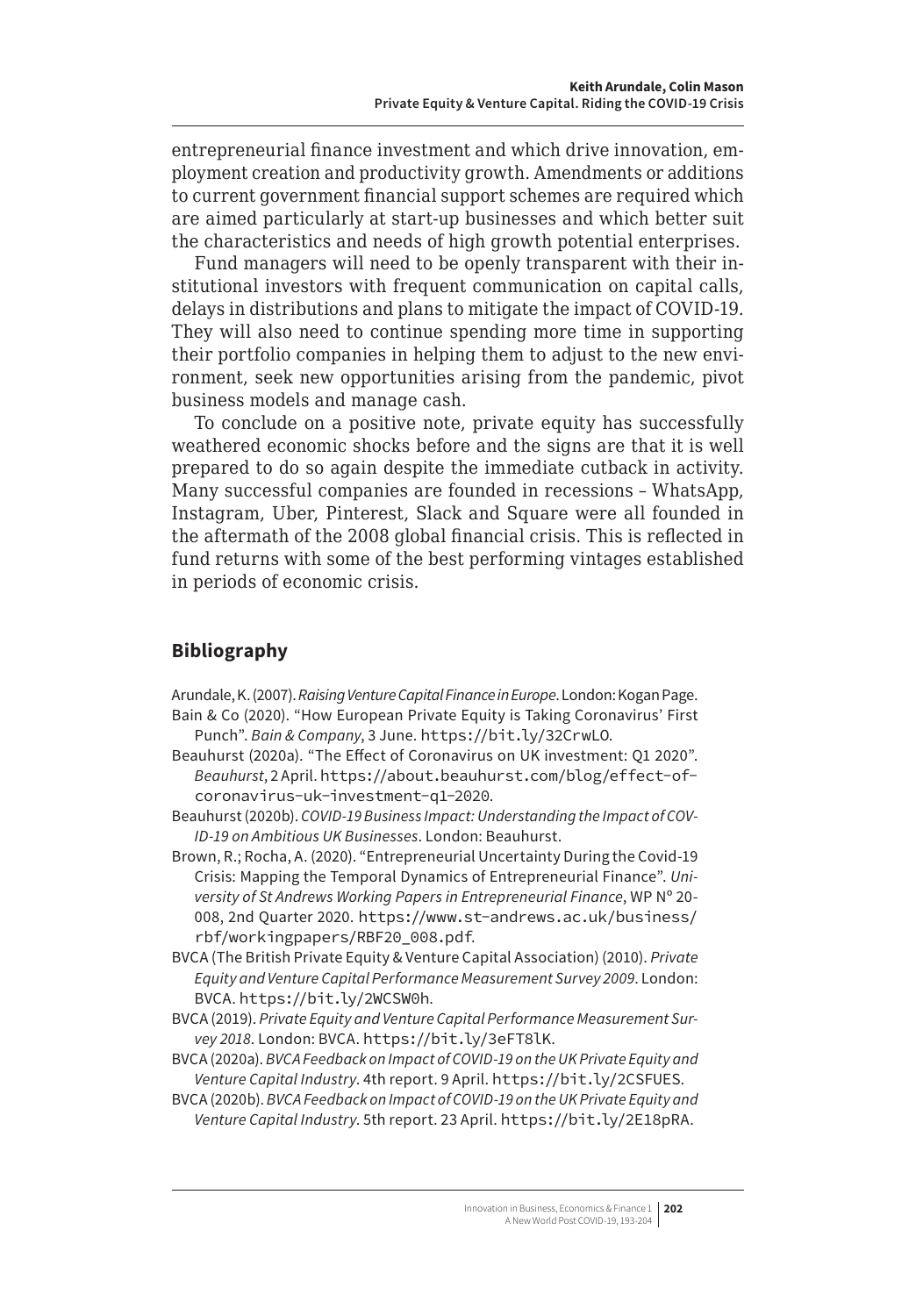entrepreneurial finance investment and which drive innovation, employment creation and productivity growth. Amendments or additions to current government financial support schemes are required which are aimed particularly at start-up businesses and which better suit the characteristics and needs of high growth potential enterprises.

Fund managers will need to be openly transparent with their institutional investors with frequent communication on capital calls, delays in distributions and plans to mitigate the impact of COVID-19. They will also need to continue spending more time in supporting their portfolio companies in helping them to adjust to the new environment, seek new opportunities arising from the pandemic, pivot business models and manage cash.

To conclude on a positive note, private equity has successfully weathered economic shocks before and the signs are that it is well prepared to do so again despite the immediate cutback in activity. Many successful companies are founded in recessions – WhatsApp, Instagram, Uber, Pinterest, Slack and Square were all founded in the aftermath of the 2008 global financial crisis. This is reflected in fund returns with some of the best performing vintages established in periods of economic crisis.

## Bibliography

Arundale, K. (2007). *Raising Venture Capital Finance in Europe*. London: Kogan Page.

Bain & Co (2020). "How European Private Equity is Taking Coronavirus' First Punch". *Bain & Company*, 3 June. https://bit.ly/32CrwLO.

Beauhurst (2020a). "The Effect of Coronavirus on UK investment: Q1 2020". *Beauhurst*, 2 April. https://about.beauhurst.com/blog/effect-of-coronavirus-uk-investment-q1-2020.

Beauhurst (2020b). *COVID-19 Business Impact: Understanding the Impact of COVID-19 on Ambitious UK Businesses*. London: Beauhurst.

Brown, R.; Rocha, A. (2020). "Entrepreneurial Uncertainty During the Covid-19 Crisis: Mapping the Temporal Dynamics of Entrepreneurial Finance". *University of St Andrews Working Papers in Entrepreneurial Finance*, WP Nº 20-008, 2nd Quarter 2020. https://www.st-andrews.ac.uk/business/rbf/workingpapers/RBF20_008.pdf.

BVCA (The British Private Equity & Venture Capital Association) (2010). *Private Equity and Venture Capital Performance Measurement Survey 2009*. London: BVCA. https://bit.ly/2WCSW0h.

BVCA (2019). *Private Equity and Venture Capital Performance Measurement Survey 2018*. London: BVCA. https://bit.ly/3eFT8lK.

BVCA (2020a). *BVCA Feedback on Impact of COVID-19 on the UK Private Equity and Venture Capital Industry*. 4th report. 9 April. https://bit.ly/2CSFUES.

BVCA (2020b). *BVCA Feedback on Impact of COVID-19 on the UK Private Equity and Venture Capital Industry*. 5th report. 23 April. https://bit.ly/2E18pRA.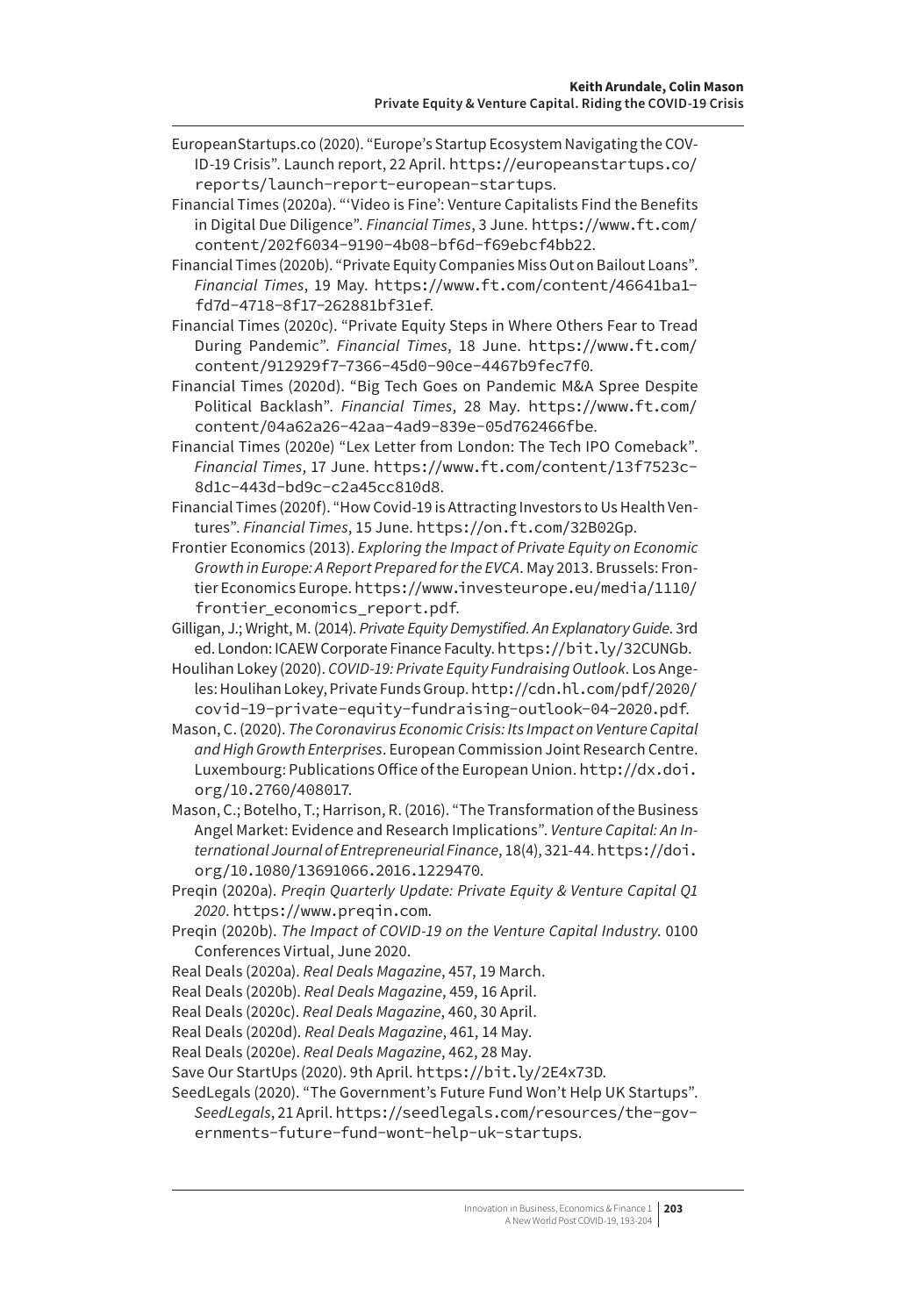EuropeanStartups.co (2020). "Europe's Startup Ecosystem Navigating the COVID-19 Crisis". Launch report, 22 April. https://europeanstartups.co/reports/launch-report-european-startups.

Financial Times (2020a). "'Video is Fine': Venture Capitalists Find the Benefits in Digital Due Diligence". *Financial Times*, 3 June. https://www.ft.com/content/202f6034-9190-4b08-bf6d-f69ebcf4bb22.

Financial Times (2020b). "Private Equity Companies Miss Out on Bailout Loans". *Financial Times*, 19 May. https://www.ft.com/content/46641ba1-fd7d-4718-8f17-262881bf31ef.

Financial Times (2020c). "Private Equity Steps in Where Others Fear to Tread During Pandemic". *Financial Times*, 18 June. https://www.ft.com/content/912929f7-7366-45d0-90ce-4467b9fec7f0.

Financial Times (2020d). "Big Tech Goes on Pandemic M&A Spree Despite Political Backlash". *Financial Times*, 28 May. https://www.ft.com/content/04a62a26-42aa-4ad9-839e-05d762466fbe.

Financial Times (2020e) "Lex Letter from London: The Tech IPO Comeback". *Financial Times*, 17 June. https://www.ft.com/content/13f7523c-8d1c-443d-bd9c-c2a45cc810d8.

Financial Times (2020f). "How Covid-19 is Attracting Investors to Us Health Ventures". *Financial Times*, 15 June. https://on.ft.com/32B02Gp.

Frontier Economics (2013). *Exploring the Impact of Private Equity on Economic Growth in Europe: A Report Prepared for the EVCA*. May 2013. Brussels: Frontier Economics Europe. https://www.investeurope.eu/media/1110/frontier_economics_report.pdf.

Gilligan, J.; Wright, M. (2014). *Private Equity Demystified. An Explanatory Guide*. 3rd ed. London: ICAEW Corporate Finance Faculty. https://bit.ly/32CUNGb.

Houlihan Lokey (2020). *COVID-19: Private Equity Fundraising Outlook*. Los Angeles: Houlihan Lokey, Private Funds Group. http://cdn.hl.com/pdf/2020/covid-19-private-equity-fundraising-outlook-04-2020.pdf.

Mason, C. (2020). *The Coronavirus Economic Crisis: Its Impact on Venture Capital and High Growth Enterprises*. European Commission Joint Research Centre. Luxembourg: Publications Office of the European Union. http://dx.doi.org/10.2760/408017.

Mason, C.; Botelho, T.; Harrison, R. (2016). "The Transformation of the Business Angel Market: Evidence and Research Implications". *Venture Capital: An International Journal of Entrepreneurial Finance*, 18(4), 321-44. https://doi.org/10.1080/13691066.2016.1229470.

Preqin (2020a). *Preqin Quarterly Update: Private Equity & Venture Capital Q1 2020*. https://www.preqin.com.

Preqin (2020b). *The Impact of COVID-19 on the Venture Capital Industry*. 0100 Conferences Virtual, June 2020.

Real Deals (2020a). *Real Deals Magazine*, 457, 19 March.

Real Deals (2020b). *Real Deals Magazine*, 459, 16 April.

Real Deals (2020c). *Real Deals Magazine*, 460, 30 April.

Real Deals (2020d). *Real Deals Magazine*, 461, 14 May.

Real Deals (2020e). *Real Deals Magazine*, 462, 28 May.

Save Our StartUps (2020). 9th April. https://bit.ly/2E4x73D.

SeedLegals (2020). "The Government's Future Fund Won't Help UK Startups". *SeedLegals*, 21 April. https://seedlegals.com/resources/the-governments-future-fund-wont-help-uk-startups.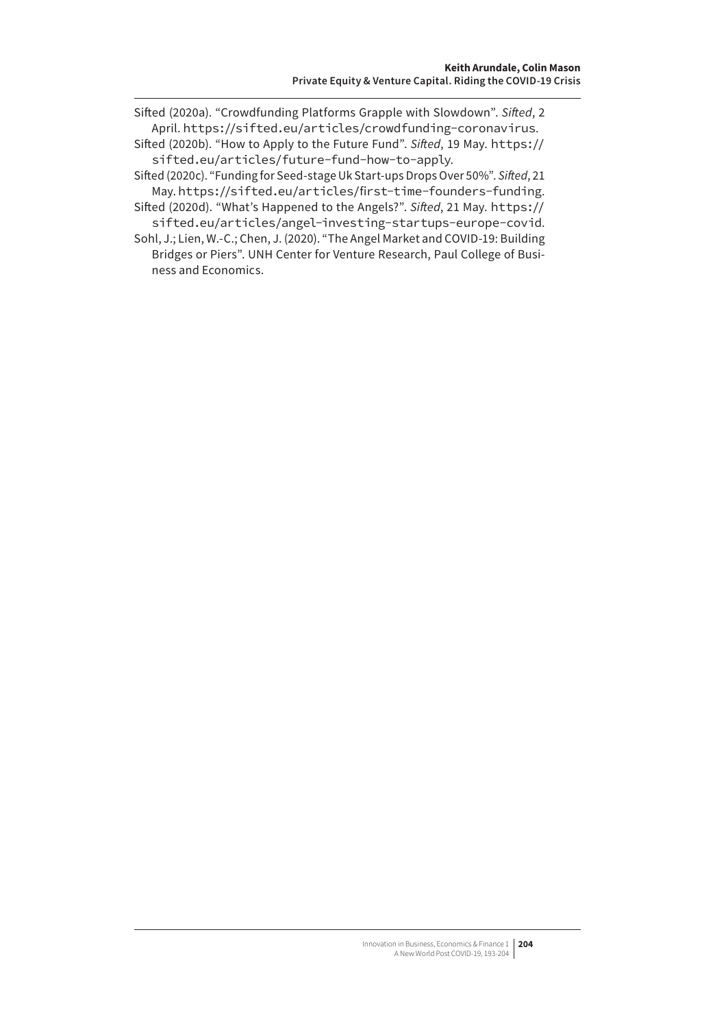Sifted (2020a). "Crowdfunding Platforms Grapple with Slowdown". *Sifted*, 2 April. https://sifted.eu/articles/crowdfunding-coronavirus.

Sifted (2020b). "How to Apply to the Future Fund". *Sifted*, 19 May. https://sifted.eu/articles/future-fund-how-to-apply.

Sifted (2020c). "Funding for Seed-stage Uk Start-ups Drops Over 50%". *Sifted*, 21 May. https://sifted.eu/articles/first-time-founders-funding.

Sifted (2020d). "What's Happened to the Angels?". *Sifted*, 21 May. https://sifted.eu/articles/angel-investing-startups-europe-covid.

Sohl, J.; Lien, W.-C.; Chen, J. (2020). "The Angel Market and COVID-19: Building Bridges or Piers". UNH Center for Venture Research, Paul College of Business and Economics.